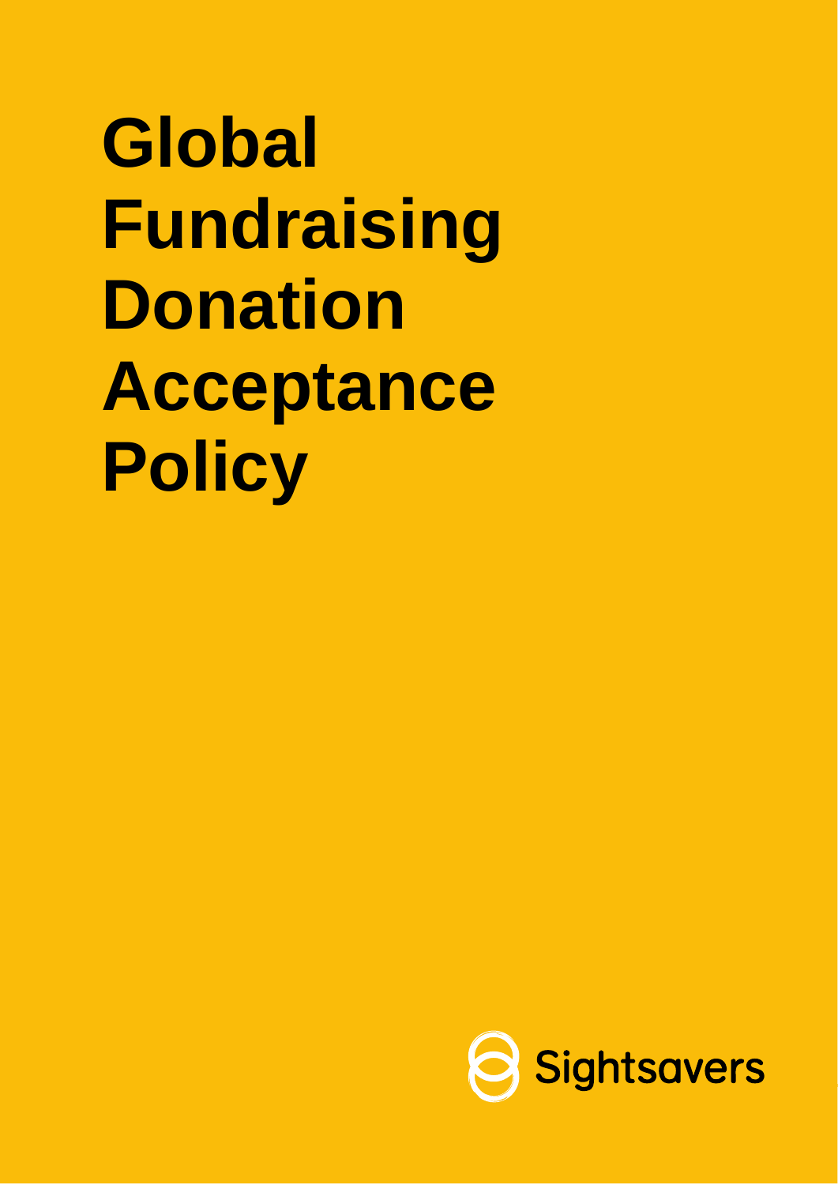# Global Fundraising Donation Acceptance Policy

Sightsavers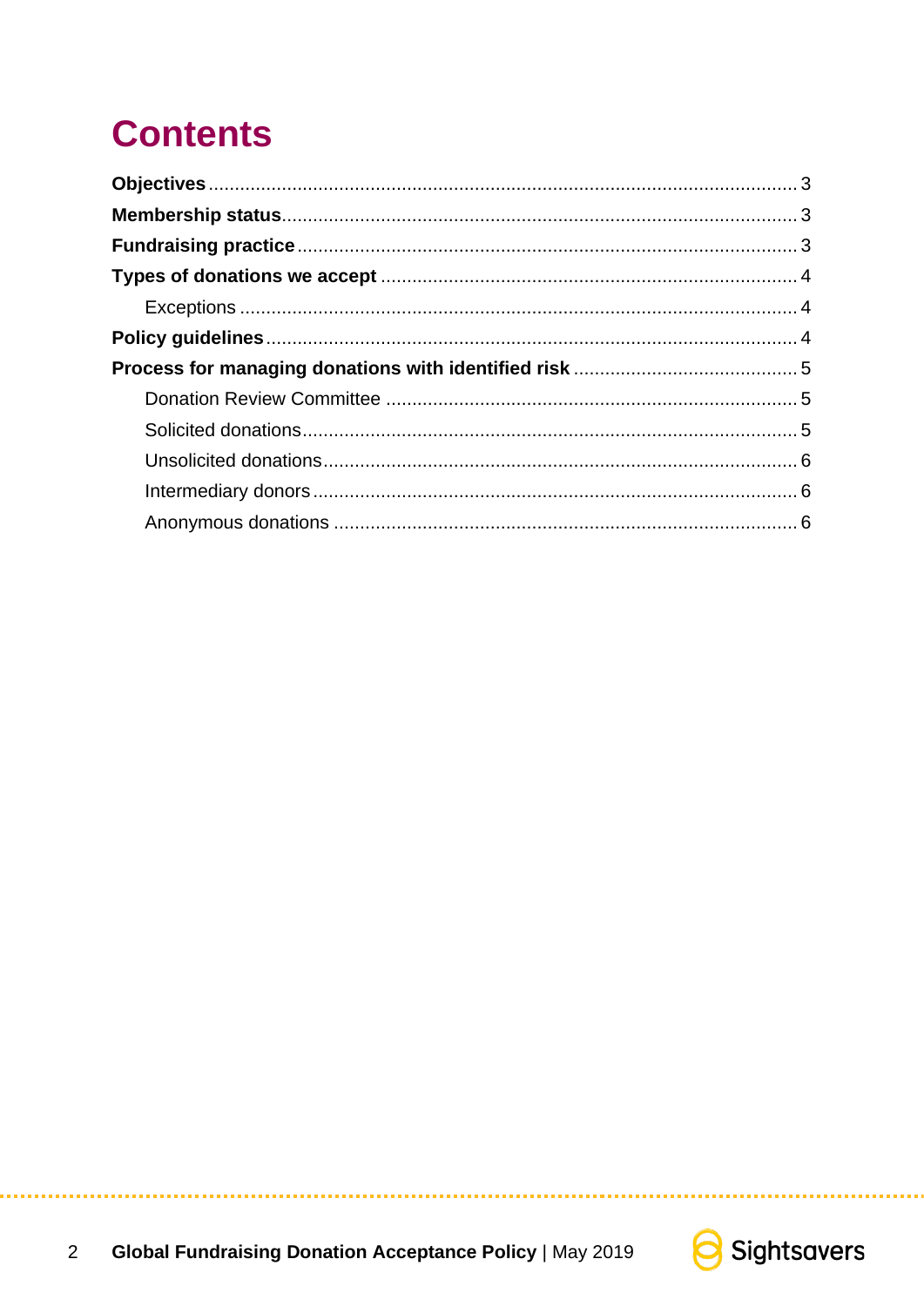# Contents

**Objectives** ........................................................................................................ 3
**Membership status** ........................................................................................ 3
**Fundraising practice** ...................................................................................... 3
**Types of donations we accept** ....................................................................... 4
    Exceptions .................................................................................................. 4
**Policy guidelines** ............................................................................................ 4
**Process for managing donations with identified risk** ..................................... 5
    Donation Review Committee ....................................................................... 5
    Solicited donations ...................................................................................... 5
    Unsolicited donations .................................................................................. 6
    Intermediary donors .................................................................................... 6
    Anonymous donations ................................................................................ 6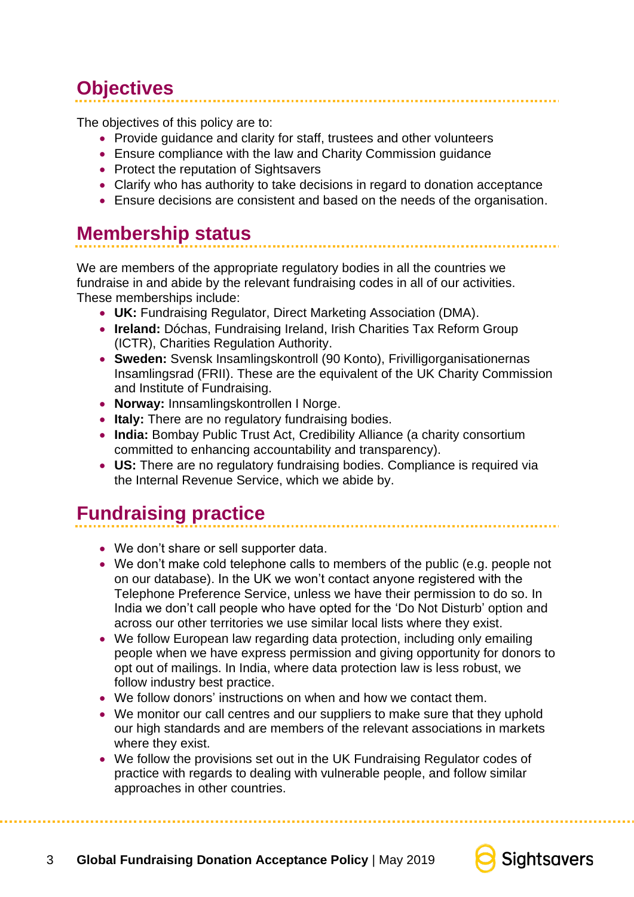## Objectives

The objectives of this policy are to:

- Provide guidance and clarity for staff, trustees and other volunteers
- Ensure compliance with the law and Charity Commission guidance
- Protect the reputation of Sightsavers
- Clarify who has authority to take decisions in regard to donation acceptance
- Ensure decisions are consistent and based on the needs of the organisation.

## Membership status

We are members of the appropriate regulatory bodies in all the countries we fundraise in and abide by the relevant fundraising codes in all of our activities. These memberships include:

- **UK:** Fundraising Regulator, Direct Marketing Association (DMA).
- **Ireland:** Dóchas, Fundraising Ireland, Irish Charities Tax Reform Group (ICTR), Charities Regulation Authority.
- **Sweden:** Svensk Insamlingskontroll (90 Konto), Frivilligorganisationernas Insamlingsrad (FRII). These are the equivalent of the UK Charity Commission and Institute of Fundraising.
- **Norway:** Innsamlingskontrollen I Norge.
- **Italy:** There are no regulatory fundraising bodies.
- **India:** Bombay Public Trust Act, Credibility Alliance (a charity consortium committed to enhancing accountability and transparency).
- **US:** There are no regulatory fundraising bodies. Compliance is required via the Internal Revenue Service, which we abide by.

## Fundraising practice

- We don't share or sell supporter data.
- We don't make cold telephone calls to members of the public (e.g. people not on our database). In the UK we won't contact anyone registered with the Telephone Preference Service, unless we have their permission to do so. In India we don't call people who have opted for the 'Do Not Disturb' option and across our other territories we use similar local lists where they exist.
- We follow European law regarding data protection, including only emailing people when we have express permission and giving opportunity for donors to opt out of mailings. In India, where data protection law is less robust, we follow industry best practice.
- We follow donors' instructions on when and how we contact them.
- We monitor our call centres and our suppliers to make sure that they uphold our high standards and are members of the relevant associations in markets where they exist.
- We follow the provisions set out in the UK Fundraising Regulator codes of practice with regards to dealing with vulnerable people, and follow similar approaches in other countries.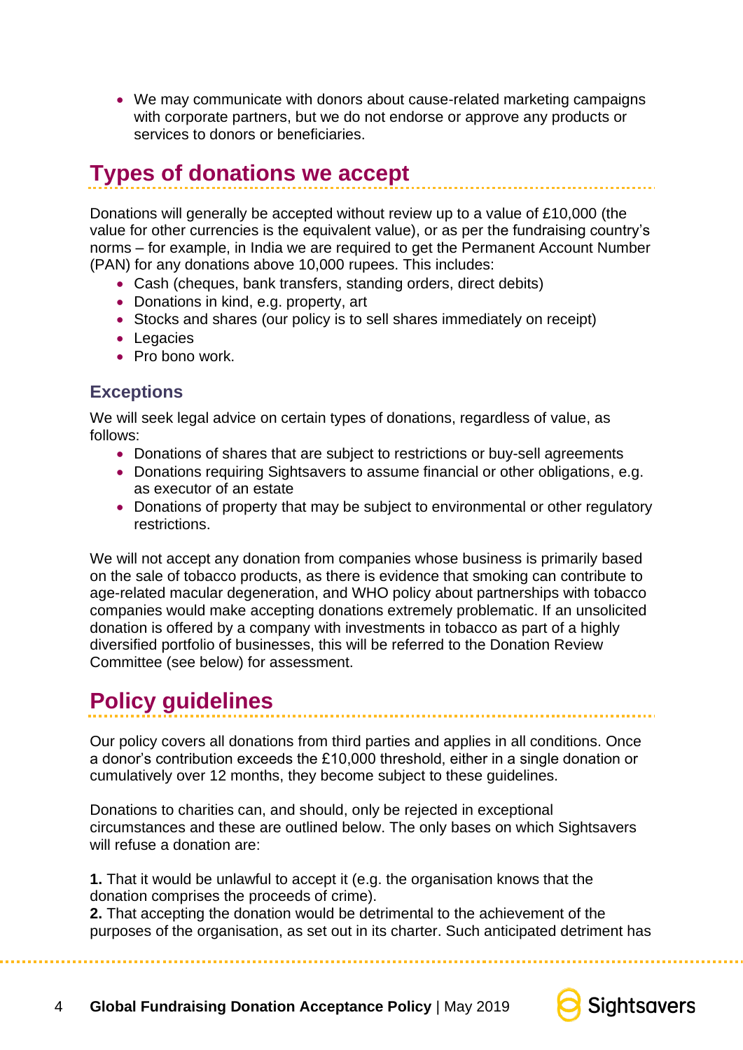- We may communicate with donors about cause-related marketing campaigns with corporate partners, but we do not endorse or approve any products or services to donors or beneficiaries.

## Types of donations we accept

Donations will generally be accepted without review up to a value of £10,000 (the value for other currencies is the equivalent value), or as per the fundraising country's norms – for example, in India we are required to get the Permanent Account Number (PAN) for any donations above 10,000 rupees. This includes:

- Cash (cheques, bank transfers, standing orders, direct debits)
- Donations in kind, e.g. property, art
- Stocks and shares (our policy is to sell shares immediately on receipt)
- Legacies
- Pro bono work.

### Exceptions

We will seek legal advice on certain types of donations, regardless of value, as follows:

- Donations of shares that are subject to restrictions or buy-sell agreements
- Donations requiring Sightsavers to assume financial or other obligations, e.g. as executor of an estate
- Donations of property that may be subject to environmental or other regulatory restrictions.

We will not accept any donation from companies whose business is primarily based on the sale of tobacco products, as there is evidence that smoking can contribute to age-related macular degeneration, and WHO policy about partnerships with tobacco companies would make accepting donations extremely problematic. If an unsolicited donation is offered by a company with investments in tobacco as part of a highly diversified portfolio of businesses, this will be referred to the Donation Review Committee (see below) for assessment.

## Policy guidelines

Our policy covers all donations from third parties and applies in all conditions. Once a donor's contribution exceeds the £10,000 threshold, either in a single donation or cumulatively over 12 months, they become subject to these guidelines.

Donations to charities can, and should, only be rejected in exceptional circumstances and these are outlined below. The only bases on which Sightsavers will refuse a donation are:

**1.** That it would be unlawful to accept it (e.g. the organisation knows that the donation comprises the proceeds of crime).
**2.** That accepting the donation would be detrimental to the achievement of the purposes of the organisation, as set out in its charter. Such anticipated detriment has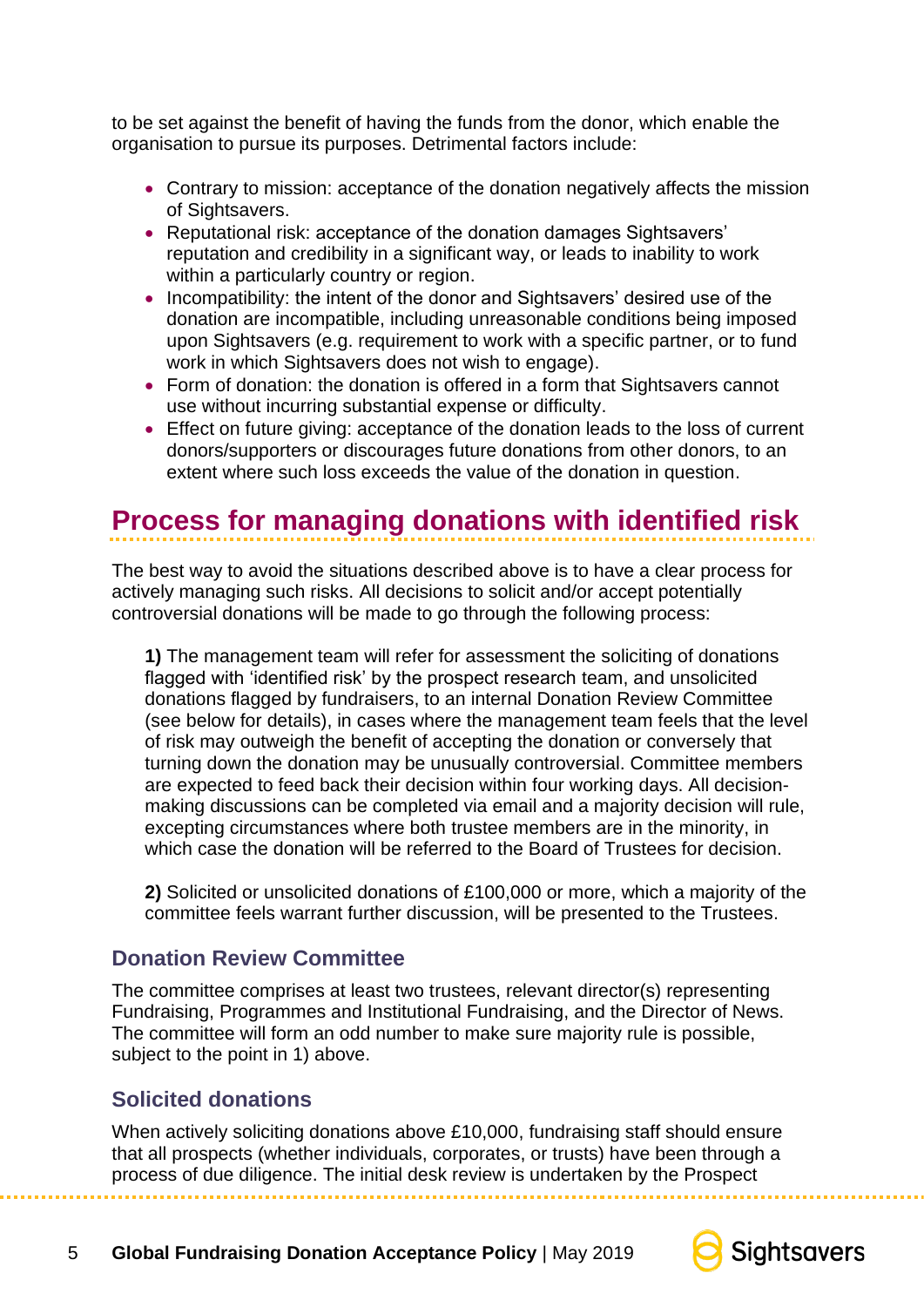to be set against the benefit of having the funds from the donor, which enable the organisation to pursue its purposes. Detrimental factors include:

- Contrary to mission: acceptance of the donation negatively affects the mission of Sightsavers.
- Reputational risk: acceptance of the donation damages Sightsavers' reputation and credibility in a significant way, or leads to inability to work within a particularly country or region.
- Incompatibility: the intent of the donor and Sightsavers' desired use of the donation are incompatible, including unreasonable conditions being imposed upon Sightsavers (e.g. requirement to work with a specific partner, or to fund work in which Sightsavers does not wish to engage).
- Form of donation: the donation is offered in a form that Sightsavers cannot use without incurring substantial expense or difficulty.
- Effect on future giving: acceptance of the donation leads to the loss of current donors/supporters or discourages future donations from other donors, to an extent where such loss exceeds the value of the donation in question.

## Process for managing donations with identified risk

The best way to avoid the situations described above is to have a clear process for actively managing such risks. All decisions to solicit and/or accept potentially controversial donations will be made to go through the following process:

**1)** The management team will refer for assessment the soliciting of donations flagged with 'identified risk' by the prospect research team, and unsolicited donations flagged by fundraisers, to an internal Donation Review Committee (see below for details), in cases where the management team feels that the level of risk may outweigh the benefit of accepting the donation or conversely that turning down the donation may be unusually controversial. Committee members are expected to feed back their decision within four working days. All decision-making discussions can be completed via email and a majority decision will rule, excepting circumstances where both trustee members are in the minority, in which case the donation will be referred to the Board of Trustees for decision.

**2)** Solicited or unsolicited donations of £100,000 or more, which a majority of the committee feels warrant further discussion, will be presented to the Trustees.

### Donation Review Committee

The committee comprises at least two trustees, relevant director(s) representing Fundraising, Programmes and Institutional Fundraising, and the Director of News. The committee will form an odd number to make sure majority rule is possible, subject to the point in 1) above.

### Solicited donations

When actively soliciting donations above £10,000, fundraising staff should ensure that all prospects (whether individuals, corporates, or trusts) have been through a process of due diligence. The initial desk review is undertaken by the Prospect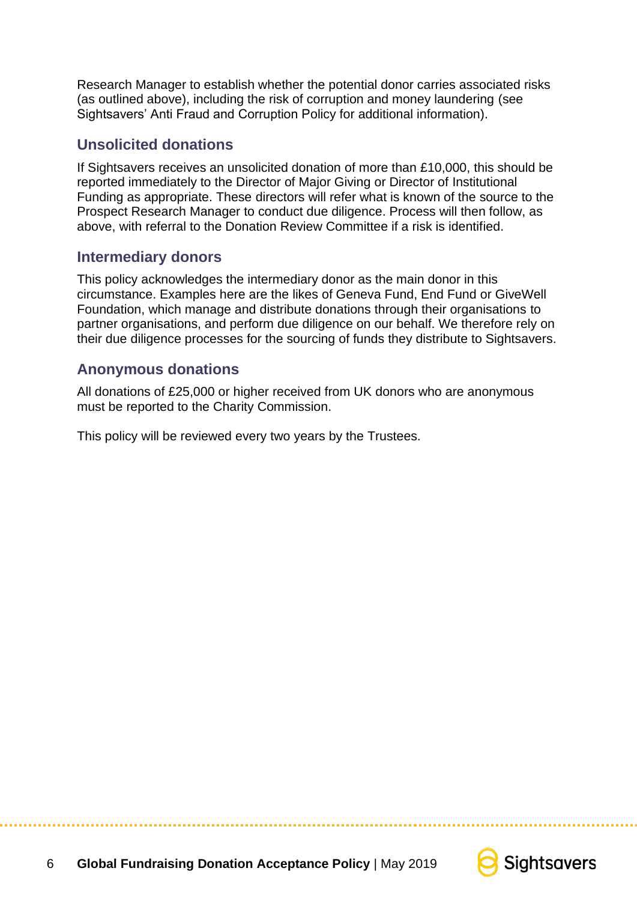Research Manager to establish whether the potential donor carries associated risks (as outlined above), including the risk of corruption and money laundering (see Sightsavers' Anti Fraud and Corruption Policy for additional information).

## Unsolicited donations

If Sightsavers receives an unsolicited donation of more than £10,000, this should be reported immediately to the Director of Major Giving or Director of Institutional Funding as appropriate. These directors will refer what is known of the source to the Prospect Research Manager to conduct due diligence. Process will then follow, as above, with referral to the Donation Review Committee if a risk is identified.

## Intermediary donors

This policy acknowledges the intermediary donor as the main donor in this circumstance. Examples here are the likes of Geneva Fund, End Fund or GiveWell Foundation, which manage and distribute donations through their organisations to partner organisations, and perform due diligence on our behalf. We therefore rely on their due diligence processes for the sourcing of funds they distribute to Sightsavers.

## Anonymous donations

All donations of £25,000 or higher received from UK donors who are anonymous must be reported to the Charity Commission.

This policy will be reviewed every two years by the Trustees.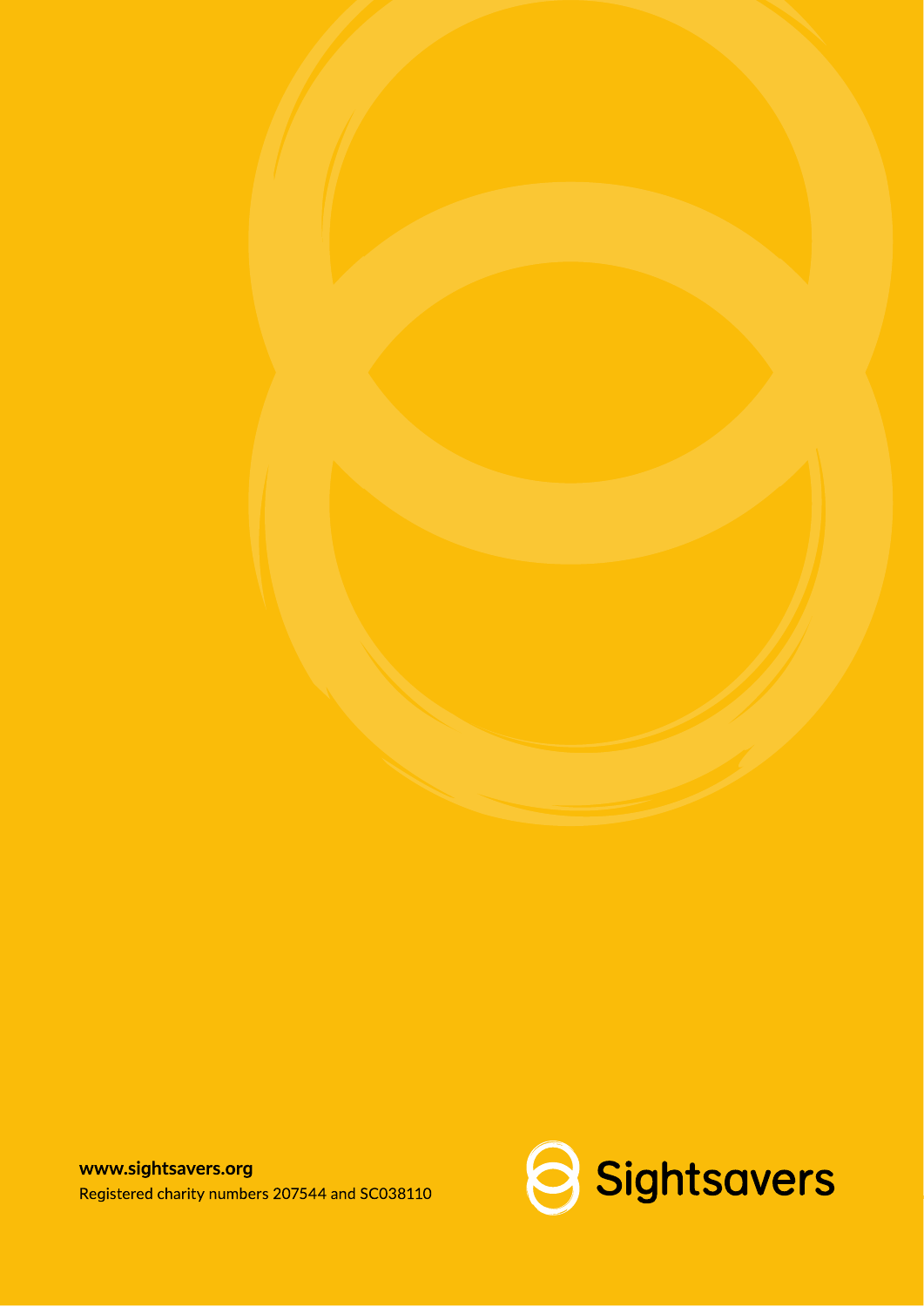**www.sightsavers.org**

Registered charity numbers 207544 and SC038110

Sightsavers